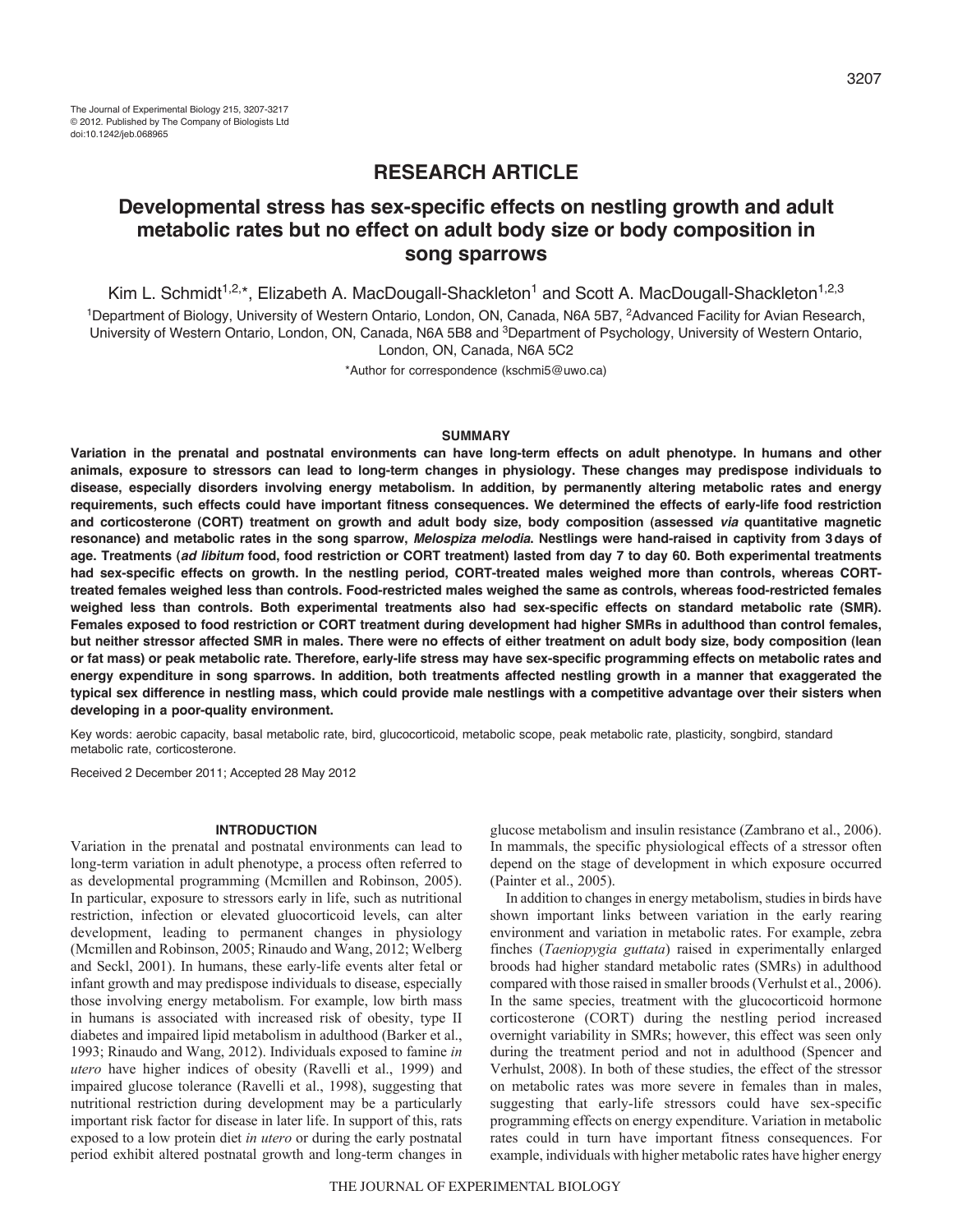RESEARCH ARTICLE

# Developmental stress has sex-specific effects on nestling growth and adult metabolic rates but no effect on adult body size or body composition in song sparrows

Kim L. Schmidt[1,2,*], Elizabeth A. MacDougall-Shackleton[1] and Scott A. MacDougall-Shackleton[1,2,3]

[1]Department of Biology, University of Western Ontario, London, ON, Canada, N6A 5B7, [2]Advanced Facility for Avian Research, University of Western Ontario, London, ON, Canada, N6A 5B8 and [3]Department of Psychology, University of Western Ontario, London, ON, Canada, N6A 5C2

*Author for correspondence (kschmi5@uwo.ca)

## SUMMARY

**Variation in the prenatal and postnatal environments can have long-term effects on adult phenotype. In humans and other animals, exposure to stressors can lead to long-term changes in physiology. These changes may predispose individuals to disease, especially disorders involving energy metabolism. In addition, by permanently altering metabolic rates and energy requirements, such effects could have important fitness consequences. We determined the effects of early-life food restriction and corticosterone (CORT) treatment on growth and adult body size, body composition (assessed *via* quantitative magnetic resonance) and metabolic rates in the song sparrow, *Melospiza melodia*. Nestlings were hand-raised in captivity from 3 days of age. Treatments (*ad libitum* food, food restriction or CORT treatment) lasted from day 7 to day 60. Both experimental treatments had sex-specific effects on growth. In the nestling period, CORT-treated males weighed more than controls, whereas CORT-treated females weighed less than controls. Food-restricted males weighed the same as controls, whereas food-restricted females weighed less than controls. Both experimental treatments also had sex-specific effects on standard metabolic rate (SMR). Females exposed to food restriction or CORT treatment during development had higher SMRs in adulthood than control females, but neither stressor affected SMR in males. There were no effects of either treatment on adult body size, body composition (lean or fat mass) or peak metabolic rate. Therefore, early-life stress may have sex-specific programming effects on metabolic rates and energy expenditure in song sparrows. In addition, both treatments affected nestling growth in a manner that exaggerated the typical sex difference in nestling mass, which could provide male nestlings with a competitive advantage over their sisters when developing in a poor-quality environment.**

Key words: aerobic capacity, basal metabolic rate, bird, glucocorticoid, metabolic scope, peak metabolic rate, plasticity, songbird, standard metabolic rate, corticosterone.

Received 2 December 2011; Accepted 28 May 2012

## INTRODUCTION

Variation in the prenatal and postnatal environments can lead to long-term variation in adult phenotype, a process often referred to as developmental programming (Mcmillen and Robinson, 2005). In particular, exposure to stressors early in life, such as nutritional restriction, infection or elevated gluocorticoid levels, can alter development, leading to permanent changes in physiology (Mcmillen and Robinson, 2005; Rinaudo and Wang, 2012; Welberg and Seckl, 2001). In humans, these early-life events alter fetal or infant growth and may predispose individuals to disease, especially those involving energy metabolism. For example, low birth mass in humans is associated with increased risk of obesity, type II diabetes and impaired lipid metabolism in adulthood (Barker et al., 1993; Rinaudo and Wang, 2012). Individuals exposed to famine *in utero* have higher indices of obesity (Ravelli et al., 1999) and impaired glucose tolerance (Ravelli et al., 1998), suggesting that nutritional restriction during development may be a particularly important risk factor for disease in later life. In support of this, rats exposed to a low protein diet *in utero* or during the early postnatal period exhibit altered postnatal growth and long-term changes in glucose metabolism and insulin resistance (Zambrano et al., 2006). In mammals, the specific physiological effects of a stressor often depend on the stage of development in which exposure occurred (Painter et al., 2005).

In addition to changes in energy metabolism, studies in birds have shown important links between variation in the early rearing environment and variation in metabolic rates. For example, zebra finches (*Taeniopygia guttata*) raised in experimentally enlarged broods had higher standard metabolic rates (SMRs) in adulthood compared with those raised in smaller broods (Verhulst et al., 2006). In the same species, treatment with the glucocorticoid hormone corticosterone (CORT) during the nestling period increased overnight variability in SMRs; however, this effect was seen only during the treatment period and not in adulthood (Spencer and Verhulst, 2008). In both of these studies, the effect of the stressor on metabolic rates was more severe in females than in males, suggesting that early-life stressors could have sex-specific programming effects on energy expenditure. Variation in metabolic rates could in turn have important fitness consequences. For example, individuals with higher metabolic rates have higher energy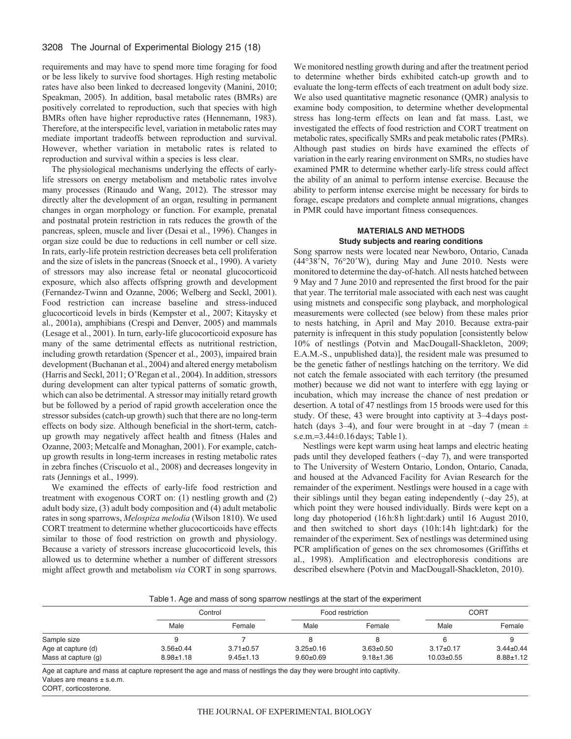requirements and may have to spend more time foraging for food or be less likely to survive food shortages. High resting metabolic rates have also been linked to decreased longevity (Manini, 2010; Speakman, 2005). In addition, basal metabolic rates (BMRs) are positively correlated to reproduction, such that species with high BMRs often have higher reproductive rates (Hennemann, 1983). Therefore, at the interspecific level, variation in metabolic rates may mediate important tradeoffs between reproduction and survival. However, whether variation in metabolic rates is related to reproduction and survival within a species is less clear.

The physiological mechanisms underlying the effects of early-life stressors on energy metabolism and metabolic rates involve many processes (Rinaudo and Wang, 2012). The stressor may directly alter the development of an organ, resulting in permanent changes in organ morphology or function. For example, prenatal and postnatal protein restriction in rats reduces the growth of the pancreas, spleen, muscle and liver (Desai et al., 1996). Changes in organ size could be due to reductions in cell number or cell size. In rats, early-life protein restriction decreases beta cell proliferation and the size of islets in the pancreas (Snoeck et al., 1990). A variety of stressors may also increase fetal or neonatal glucocorticoid exposure, which also affects offspring growth and development (Fernandez-Twinn and Ozanne, 2006; Welberg and Seckl, 2001). Food restriction can increase baseline and stress-induced glucocorticoid levels in birds (Kempster et al., 2007; Kitaysky et al., 2001a), amphibians (Crespi and Denver, 2005) and mammals (Lesage et al., 2001). In turn, early-life glucocorticoid exposure has many of the same detrimental effects as nutritional restriction, including growth retardation (Spencer et al., 2003), impaired brain development (Buchanan et al., 2004) and altered energy metabolism (Harris and Seckl, 2011; O'Regan et al., 2004). In addition, stressors during development can alter typical patterns of somatic growth, which can also be detrimental. A stressor may initially retard growth but be followed by a period of rapid growth acceleration once the stressor subsides (catch-up growth) such that there are no long-term effects on body size. Although beneficial in the short-term, catch-up growth may negatively affect health and fitness (Hales and Ozanne, 2003; Metcalfe and Monaghan, 2001). For example, catch-up growth results in long-term increases in resting metabolic rates in zebra finches (Criscuolo et al., 2008) and decreases longevity in rats (Jennings et al., 1999).

We examined the effects of early-life food restriction and treatment with exogenous CORT on: (1) nestling growth and (2) adult body size, (3) adult body composition and (4) adult metabolic rates in song sparrows, *Melospiza melodia* (Wilson 1810). We used CORT treatment to determine whether glucocorticoids have effects similar to those of food restriction on growth and physiology. Because a variety of stressors increase glucocorticoid levels, this allowed us to determine whether a number of different stressors might affect growth and metabolism *via* CORT in song sparrows. We monitored nestling growth during and after the treatment period to determine whether birds exhibited catch-up growth and to evaluate the long-term effects of each treatment on adult body size. We also used quantitative magnetic resonance (QMR) analysis to examine body composition, to determine whether developmental stress has long-term effects on lean and fat mass. Last, we investigated the effects of food restriction and CORT treatment on metabolic rates, specifically SMRs and peak metabolic rates (PMRs). Although past studies on birds have examined the effects of variation in the early rearing environment on SMRs, no studies have examined PMR to determine whether early-life stress could affect the ability of an animal to perform intense exercise. Because the ability to perform intense exercise might be necessary for birds to forage, escape predators and complete annual migrations, changes in PMR could have important fitness consequences.

## MATERIALS AND METHODS

### Study subjects and rearing conditions

Song sparrow nests were located near Newboro, Ontario, Canada (44°38′N, 76°20′W), during May and June 2010. Nests were monitored to determine the day-of-hatch. All nests hatched between 9 May and 7 June 2010 and represented the first brood for the pair that year. The territorial male associated with each nest was caught using mistnets and conspecific song playback, and morphological measurements were collected (see below) from these males prior to nests hatching, in April and May 2010. Because extra-pair paternity is infrequent in this study population [consistently below 10% of nestlings (Potvin and MacDougall-Shackleton, 2009; E.A.M.-S., unpublished data)], the resident male was presumed to be the genetic father of nestlings hatching on the territory. We did not catch the female associated with each territory (the presumed mother) because we did not want to interfere with egg laying or incubation, which may increase the chance of nest predation or desertion. A total of 47 nestlings from 15 broods were used for this study. Of these, 43 were brought into captivity at 3–4 days post-hatch (days 3–4), and four were brought in at ~day 7 (mean ± s.e.m.=3.44±0.16 days; Table 1).

Nestlings were kept warm using heat lamps and electric heating pads until they developed feathers (~day 7), and were transported to The University of Western Ontario, London, Ontario, Canada, and housed at the Advanced Facility for Avian Research for the remainder of the experiment. Nestlings were housed in a cage with their siblings until they began eating independently (~day 25), at which point they were housed individually. Birds were kept on a long day photoperiod (16 h:8 h light:dark) until 16 August 2010, and then switched to short days (10 h:14 h light:dark) for the remainder of the experiment. Sex of nestlings was determined using PCR amplification of genes on the sex chromosomes (Griffiths et al., 1998). Amplification and electrophoresis conditions are described elsewhere (Potvin and MacDougall-Shackleton, 2010).

Table 1. Age and mass of song sparrow nestlings at the start of the experiment

| | Control | | Food restriction | | CORT | |
|---|---|---|---|---|---|---|
| | Male | Female | Male | Female | Male | Female |
| Sample size | 9 | 7 | 8 | 8 | 6 | 9 |
| Age at capture (d) | 3.56±0.44 | 3.71±0.57 | 3.25±0.16 | 3.63±0.50 | 3.17±0.17 | 3.44±0.44 |
| Mass at capture (g) | 8.98±1.18 | 9.45±1.13 | 9.60±0.69 | 9.18±1.36 | 10.03±0.55 | 8.88±1.12 |

Age at capture and mass at capture represent the age and mass of nestlings the day they were brought into captivity.
Values are means ± s.e.m.
CORT, corticosterone.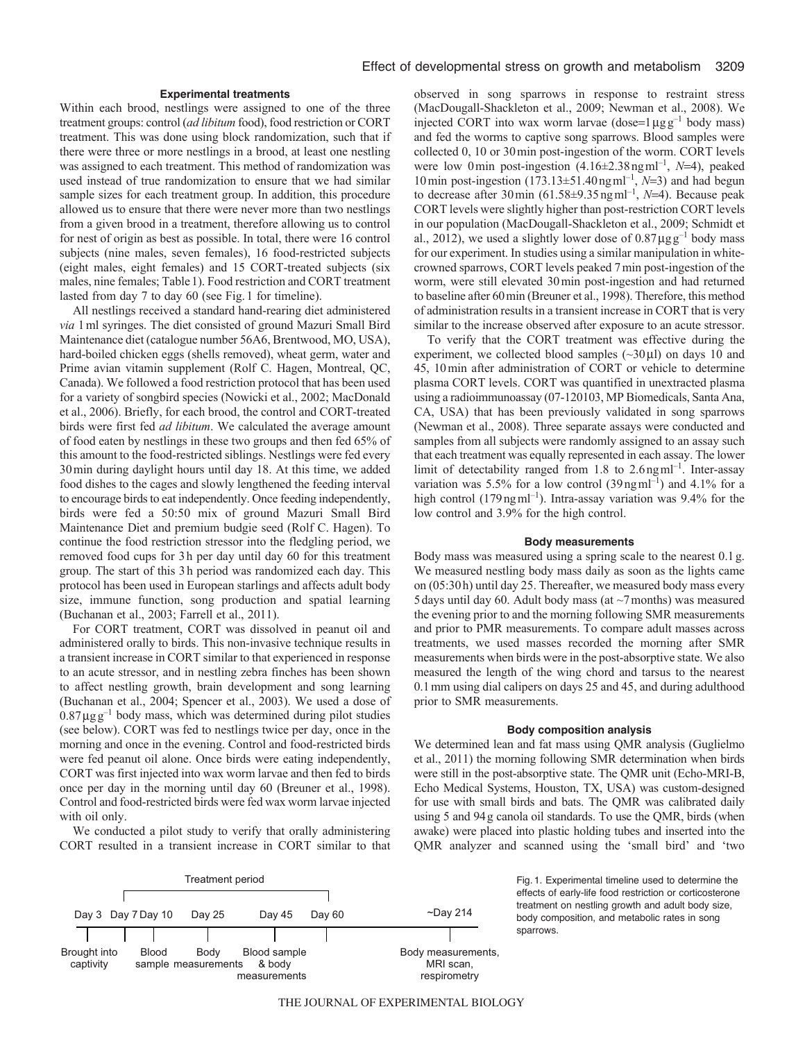### Experimental treatments

Within each brood, nestlings were assigned to one of the three treatment groups: control (*ad libitum* food), food restriction or CORT treatment. This was done using block randomization, such that if there were three or more nestlings in a brood, at least one nestling was assigned to each treatment. This method of randomization was used instead of true randomization to ensure that we had similar sample sizes for each treatment group. In addition, this procedure allowed us to ensure that there were never more than two nestlings from a given brood in a treatment, therefore allowing us to control for nest of origin as best as possible. In total, there were 16 control subjects (nine males, seven females), 16 food-restricted subjects (eight males, eight females) and 15 CORT-treated subjects (six males, nine females; Table 1). Food restriction and CORT treatment lasted from day 7 to day 60 (see Fig. 1 for timeline).

All nestlings received a standard hand-rearing diet administered *via* 1 ml syringes. The diet consisted of ground Mazuri Small Bird Maintenance diet (catalogue number 56A6, Brentwood, MO, USA), hard-boiled chicken eggs (shells removed), wheat germ, water and Prime avian vitamin supplement (Rolf C. Hagen, Montreal, QC, Canada). We followed a food restriction protocol that has been used for a variety of songbird species (Nowicki et al., 2002; MacDonald et al., 2006). Briefly, for each brood, the control and CORT-treated birds were first fed *ad libitum*. We calculated the average amount of food eaten by nestlings in these two groups and then fed 65% of this amount to the food-restricted siblings. Nestlings were fed every 30 min during daylight hours until day 18. At this time, we added food dishes to the cages and slowly lengthened the feeding interval to encourage birds to eat independently. Once feeding independently, birds were fed a 50:50 mix of ground Mazuri Small Bird Maintenance Diet and premium budgie seed (Rolf C. Hagen). To continue the food restriction stressor into the fledgling period, we removed food cups for 3 h per day until day 60 for this treatment group. The start of this 3 h period was randomized each day. This protocol has been used in European starlings and affects adult body size, immune function, song production and spatial learning (Buchanan et al., 2003; Farrell et al., 2011).

For CORT treatment, CORT was dissolved in peanut oil and administered orally to birds. This non-invasive technique results in a transient increase in CORT similar to that experienced in response to an acute stressor, and in nestling zebra finches has been shown to affect nestling growth, brain development and song learning (Buchanan et al., 2004; Spencer et al., 2003). We used a dose of $0.87\,\mu g\,g^{-1}$ body mass, which was determined during pilot studies (see below). CORT was fed to nestlings twice per day, once in the morning and once in the evening. Control and food-restricted birds were fed peanut oil alone. Once birds were eating independently, CORT was first injected into wax worm larvae and then fed to birds once per day in the morning until day 60 (Breuner et al., 1998). Control and food-restricted birds were fed wax worm larvae injected with oil only.

We conducted a pilot study to verify that orally administering CORT resulted in a transient increase in CORT similar to that observed in song sparrows in response to restraint stress (MacDougall-Shackleton et al., 2009; Newman et al., 2008). We injected CORT into wax worm larvae (dose=$1\,\mu g\,g^{-1}$ body mass) and fed the worms to captive song sparrows. Blood samples were collected 0, 10 or 30 min post-ingestion of the worm. CORT levels were low 0 min post-ingestion ($4.16\pm2.38\,ng\,ml^{-1}$, *N*=4), peaked 10 min post-ingestion ($173.13\pm51.40\,ng\,ml^{-1}$, *N*=3) and had begun to decrease after 30 min ($61.58\pm9.35\,ng\,ml^{-1}$, *N*=4). Because peak CORT levels were slightly higher than post-restriction CORT levels in our population (MacDougall-Shackleton et al., 2009; Schmidt et al., 2012), we used a slightly lower dose of $0.87\,\mu g\,g^{-1}$ body mass for our experiment. In studies using a similar manipulation in white-crowned sparrows, CORT levels peaked 7 min post-ingestion of the worm, were still elevated 30 min post-ingestion and had returned to baseline after 60 min (Breuner et al., 1998). Therefore, this method of administration results in a transient increase in CORT that is very similar to the increase observed after exposure to an acute stressor.

To verify that the CORT treatment was effective during the experiment, we collected blood samples (~30 μl) on days 10 and 45, 10 min after administration of CORT or vehicle to determine plasma CORT levels. CORT was quantified in unextracted plasma using a radioimmunoassay (07-120103, MP Biomedicals, Santa Ana, CA, USA) that has been previously validated in song sparrows (Newman et al., 2008). Three separate assays were conducted and samples from all subjects were randomly assigned to an assay such that each treatment was equally represented in each assay. The lower limit of detectability ranged from 1.8 to $2.6\,ng\,ml^{-1}$. Inter-assay variation was 5.5% for a low control ($39\,ng\,ml^{-1}$) and 4.1% for a high control ($179\,ng\,ml^{-1}$). Intra-assay variation was 9.4% for the low control and 3.9% for the high control.

### Body measurements

Body mass was measured using a spring scale to the nearest 0.1 g. We measured nestling body mass daily as soon as the lights came on (05:30 h) until day 25. Thereafter, we measured body mass every 5 days until day 60. Adult body mass (at ~7 months) was measured the evening prior to and the morning following SMR measurements and prior to PMR measurements. To compare adult masses across treatments, we used masses recorded the morning after SMR measurements when birds were in the post-absorptive state. We also measured the length of the wing chord and tarsus to the nearest 0.1 mm using dial calipers on days 25 and 45, and during adulthood prior to SMR measurements.

### Body composition analysis

We determined lean and fat mass using QMR analysis (Guglielmo et al., 2011) the morning following SMR determination when birds were still in the post-absorptive state. The QMR unit (Echo-MRI-B, Echo Medical Systems, Houston, TX, USA) was custom-designed for use with small birds and bats. The QMR was calibrated daily using 5 and 94 g canola oil standards. To use the QMR, birds (when awake) were placed into plastic holding tubes and inserted into the QMR analyzer and scanned using the 'small bird' and 'two

Fig. 1. Experimental timeline used to determine the effects of early-life food restriction or corticosterone treatment on nestling growth and adult body size, body composition, and metabolic rates in song sparrows.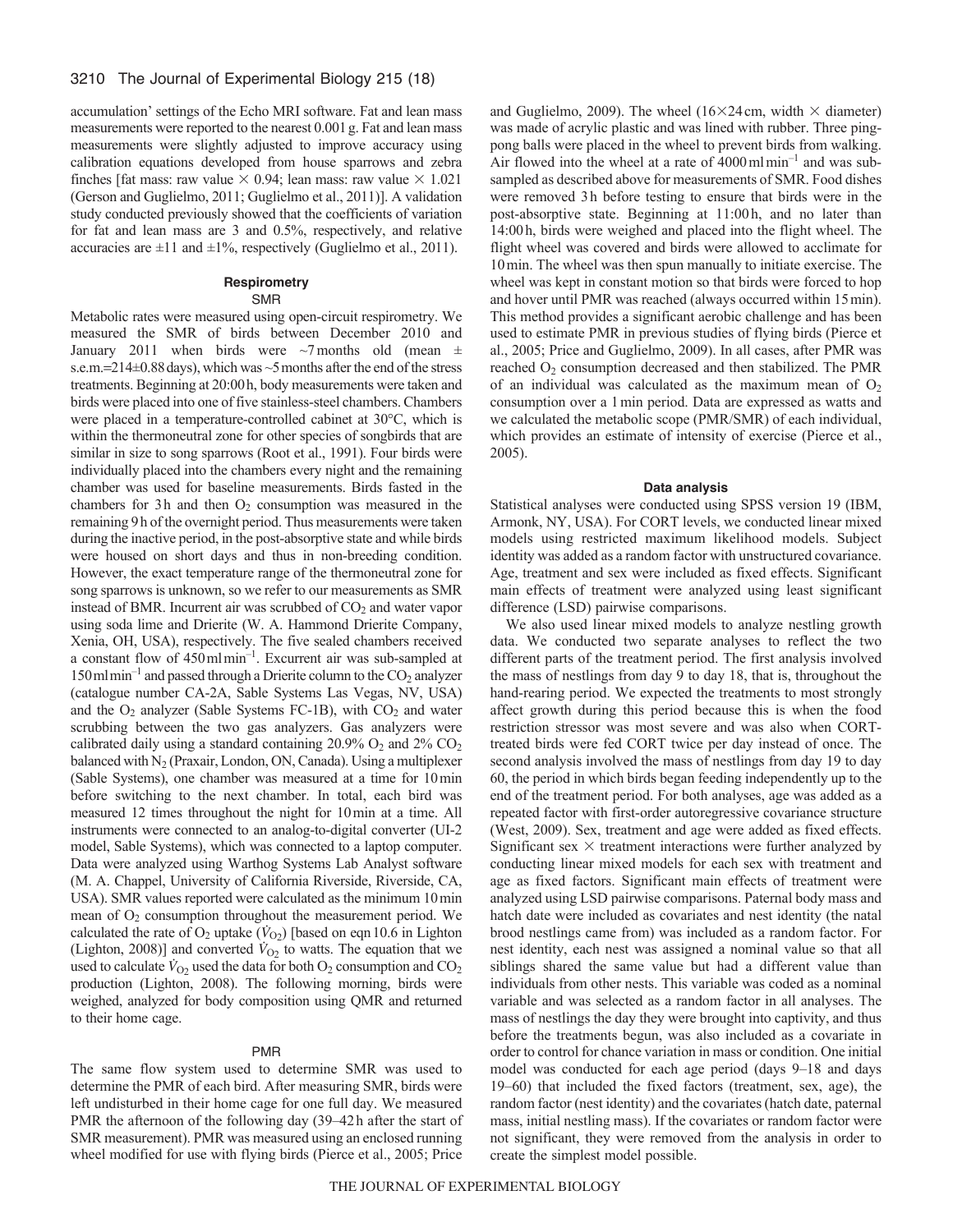accumulation' settings of the Echo MRI software. Fat and lean mass measurements were reported to the nearest 0.001 g. Fat and lean mass measurements were slightly adjusted to improve accuracy using calibration equations developed from house sparrows and zebra finches [fat mass: raw value × 0.94; lean mass: raw value × 1.021 (Gerson and Guglielmo, 2011; Guglielmo et al., 2011)]. A validation study conducted previously showed that the coefficients of variation for fat and lean mass are 3 and 0.5%, respectively, and relative accuracies are ±11 and ±1%, respectively (Guglielmo et al., 2011).

### Respirometry

#### SMR

Metabolic rates were measured using open-circuit respirometry. We measured the SMR of birds between December 2010 and January 2011 when birds were ~7 months old (mean ± s.e.m.=214±0.88 days), which was ~5 months after the end of the stress treatments. Beginning at 20:00 h, body measurements were taken and birds were placed into one of five stainless-steel chambers. Chambers were placed in a temperature-controlled cabinet at 30°C, which is within the thermoneutral zone for other species of songbirds that are similar in size to song sparrows (Root et al., 1991). Four birds were individually placed into the chambers every night and the remaining chamber was used for baseline measurements. Birds fasted in the chambers for 3 h and then $O_2$ consumption was measured in the remaining 9 h of the overnight period. Thus measurements were taken during the inactive period, in the post-absorptive state and while birds were housed on short days and thus in non-breeding condition. However, the exact temperature range of the thermoneutral zone for song sparrows is unknown, so we refer to our measurements as SMR instead of BMR. Incurrent air was scrubbed of $CO_2$ and water vapor using soda lime and Drierite (W. A. Hammond Drierite Company, Xenia, OH, USA), respectively. The five sealed chambers received a constant flow of 450 ml min$^{-1}$. Excurrent air was sub-sampled at 150 ml min$^{-1}$ and passed through a Drierite column to the $CO_2$ analyzer (catalogue number CA-2A, Sable Systems Las Vegas, NV, USA) and the $O_2$ analyzer (Sable Systems FC-1B), with $CO_2$ and water scrubbing between the two gas analyzers. Gas analyzers were calibrated daily using a standard containing 20.9% $O_2$ and 2% $CO_2$ balanced with $N_2$ (Praxair, London, ON, Canada). Using a multiplexer (Sable Systems), one chamber was measured at a time for 10 min before switching to the next chamber. In total, each bird was measured 12 times throughout the night for 10 min at a time. All instruments were connected to an analog-to-digital converter (UI-2 model, Sable Systems), which was connected to a laptop computer. Data were analyzed using Warthog Systems Lab Analyst software (M. A. Chappel, University of California Riverside, Riverside, CA, USA). SMR values reported were calculated as the minimum 10 min mean of $O_2$ consumption throughout the measurement period. We calculated the rate of $O_2$ uptake ($\dot{V}_{O_2}$) [based on eqn 10.6 in Lighton (Lighton, 2008)] and converted $\dot{V}_{O_2}$ to watts. The equation that we used to calculate $\dot{V}_{O_2}$ used the data for both $O_2$ consumption and $CO_2$ production (Lighton, 2008). The following morning, birds were weighed, analyzed for body composition using QMR and returned to their home cage.

#### PMR

The same flow system used to determine SMR was used to determine the PMR of each bird. After measuring SMR, birds were left undisturbed in their home cage for one full day. We measured PMR the afternoon of the following day (39–42 h after the start of SMR measurement). PMR was measured using an enclosed running wheel modified for use with flying birds (Pierce et al., 2005; Price and Guglielmo, 2009). The wheel (16×24 cm, width × diameter) was made of acrylic plastic and was lined with rubber. Three ping-pong balls were placed in the wheel to prevent birds from walking. Air flowed into the wheel at a rate of 4000 ml min$^{-1}$ and was sub-sampled as described above for measurements of SMR. Food dishes were removed 3 h before testing to ensure that birds were in the post-absorptive state. Beginning at 11:00 h, and no later than 14:00 h, birds were weighed and placed into the flight wheel. The flight wheel was covered and birds were allowed to acclimate for 10 min. The wheel was then spun manually to initiate exercise. The wheel was kept in constant motion so that birds were forced to hop and hover until PMR was reached (always occurred within 15 min). This method provides a significant aerobic challenge and has been used to estimate PMR in previous studies of flying birds (Pierce et al., 2005; Price and Guglielmo, 2009). In all cases, after PMR was reached $O_2$ consumption decreased and then stabilized. The PMR of an individual was calculated as the maximum mean of $O_2$ consumption over a 1 min period. Data are expressed as watts and we calculated the metabolic scope (PMR/SMR) of each individual, which provides an estimate of intensity of exercise (Pierce et al., 2005).

### Data analysis

Statistical analyses were conducted using SPSS version 19 (IBM, Armonk, NY, USA). For CORT levels, we conducted linear mixed models using restricted maximum likelihood models. Subject identity was added as a random factor with unstructured covariance. Age, treatment and sex were included as fixed effects. Significant main effects of treatment were analyzed using least significant difference (LSD) pairwise comparisons.

We also used linear mixed models to analyze nestling growth data. We conducted two separate analyses to reflect the two different parts of the treatment period. The first analysis involved the mass of nestlings from day 9 to day 18, that is, throughout the hand-rearing period. We expected the treatments to most strongly affect growth during this period because this is when the food restriction stressor was most severe and was also when CORT-treated birds were fed CORT twice per day instead of once. The second analysis involved the mass of nestlings from day 19 to day 60, the period in which birds began feeding independently up to the end of the treatment period. For both analyses, age was added as a repeated factor with first-order autoregressive covariance structure (West, 2009). Sex, treatment and age were added as fixed effects. Significant sex × treatment interactions were further analyzed by conducting linear mixed models for each sex with treatment and age as fixed factors. Significant main effects of treatment were analyzed using LSD pairwise comparisons. Paternal body mass and hatch date were included as covariates and nest identity (the natal brood nestlings came from) was included as a random factor. For nest identity, each nest was assigned a nominal value so that all siblings shared the same value but had a different value than individuals from other nests. This variable was coded as a nominal variable and was selected as a random factor in all analyses. The mass of nestlings the day they were brought into captivity, and thus before the treatments begun, was also included as a covariate in order to control for chance variation in mass or condition. One initial model was conducted for each age period (days 9–18 and days 19–60) that included the fixed factors (treatment, sex, age), the random factor (nest identity) and the covariates (hatch date, paternal mass, initial nestling mass). If the covariates or random factor were not significant, they were removed from the analysis in order to create the simplest model possible.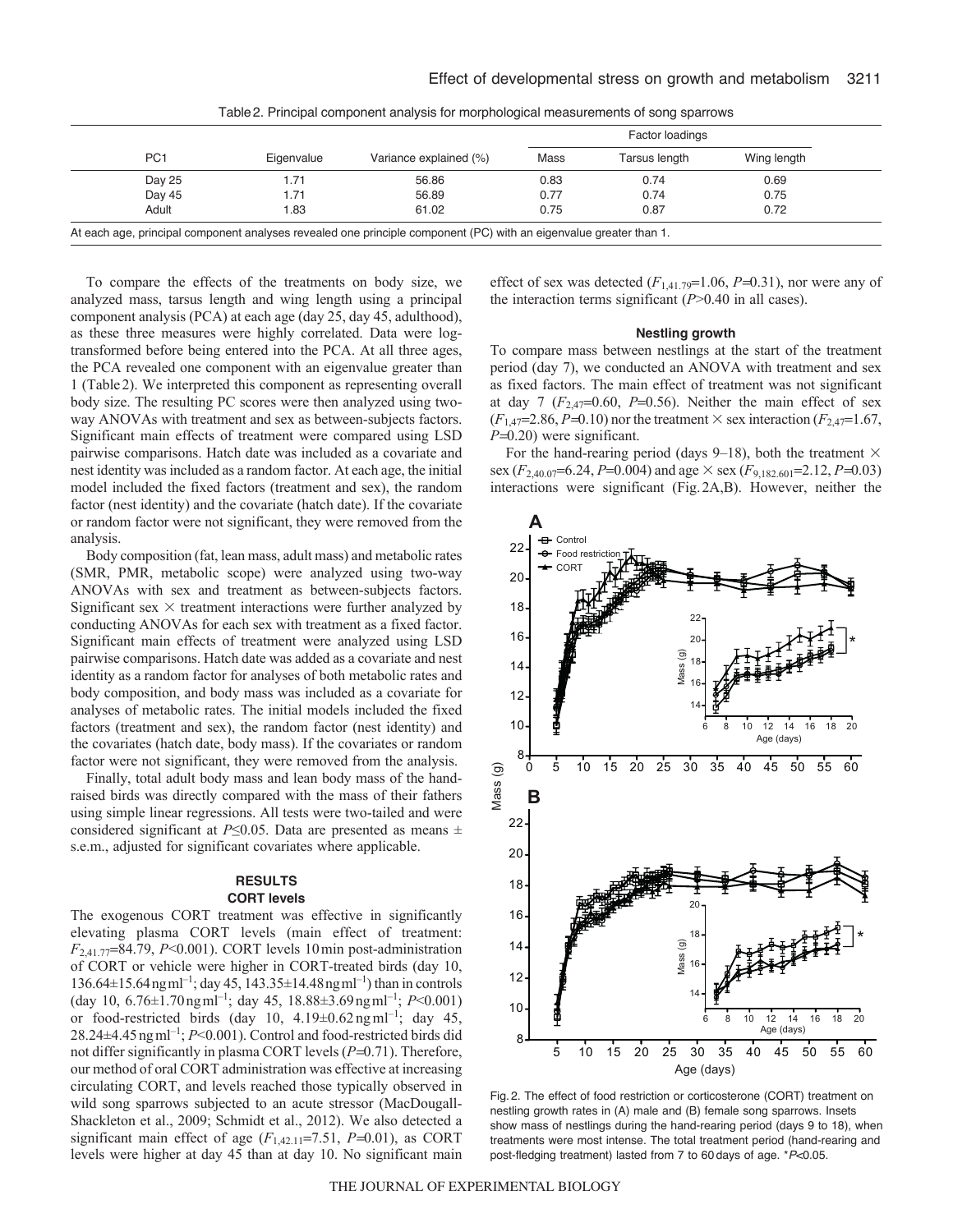Table 2. Principal component analysis for morphological measurements of song sparrows

| PC1 | Eigenvalue | Variance explained (%) | Factor loadings | | |
|---|---|---|---|---|---|
| | | | Mass | Tarsus length | Wing length |
| Day 25 | 1.71 | 56.86 | 0.83 | 0.74 | 0.69 |
| Day 45 | 1.71 | 56.89 | 0.77 | 0.74 | 0.75 |
| Adult | 1.83 | 61.02 | 0.75 | 0.87 | 0.72 |

At each age, principal component analyses revealed one principle component (PC) with an eigenvalue greater than 1.

To compare the effects of the treatments on body size, we analyzed mass, tarsus length and wing length using a principal component analysis (PCA) at each age (day 25, day 45, adulthood), as these three measures were highly correlated. Data were log-transformed before being entered into the PCA. At all three ages, the PCA revealed one component with an eigenvalue greater than 1 (Table 2). We interpreted this component as representing overall body size. The resulting PC scores were then analyzed using two-way ANOVAs with treatment and sex as between-subjects factors. Significant main effects of treatment were compared using LSD pairwise comparisons. Hatch date was included as a covariate and nest identity was included as a random factor. At each age, the initial model included the fixed factors (treatment and sex), the random factor (nest identity) and the covariate (hatch date). If the covariate or random factor were not significant, they were removed from the analysis.

Body composition (fat, lean mass, adult mass) and metabolic rates (SMR, PMR, metabolic scope) were analyzed using two-way ANOVAs with sex and treatment as between-subjects factors. Significant sex × treatment interactions were further analyzed by conducting ANOVAs for each sex with treatment as a fixed factor. Significant main effects of treatment were analyzed using LSD pairwise comparisons. Hatch date was added as a covariate and nest identity as a random factor for analyses of both metabolic rates and body composition, and body mass was included as a covariate for analyses of metabolic rates. The initial models included the fixed factors (treatment and sex), the random factor (nest identity) and the covariates (hatch date, body mass). If the covariates or random factor were not significant, they were removed from the analysis.

Finally, total adult body mass and lean body mass of the hand-raised birds was directly compared with the mass of their fathers using simple linear regressions. All tests were two-tailed and were considered significant at $P \leq 0.05$. Data are presented as means ± s.e.m., adjusted for significant covariates where applicable.

## RESULTS

### CORT levels

The exogenous CORT treatment was effective in significantly elevating plasma CORT levels (main effect of treatment: $F_{2,41.77}=84.79$, $P<0.001$). CORT levels 10 min post-administration of CORT or vehicle were higher in CORT-treated birds (day 10, 136.64±15.64 ng ml$^{-1}$; day 45, 143.35±14.48 ng ml$^{-1}$) than in controls (day 10, 6.76±1.70 ng ml$^{-1}$; day 45, 18.88±3.69 ng ml$^{-1}$; $P<0.001$) or food-restricted birds (day 10, 4.19±0.62 ng ml$^{-1}$; day 45, 28.24±4.45 ng ml$^{-1}$; $P<0.001$). Control and food-restricted birds did not differ significantly in plasma CORT levels ($P=0.71$). Therefore, our method of oral CORT administration was effective at increasing circulating CORT, and levels reached those typically observed in wild song sparrows subjected to an acute stressor (MacDougall-Shackleton et al., 2009; Schmidt et al., 2012). We also detected a significant main effect of age ($F_{1,42.11}=7.51$, $P=0.01$), as CORT levels were higher at day 45 than at day 10. No significant main effect of sex was detected ($F_{1,41.79}=1.06$, $P=0.31$), nor were any of the interaction terms significant ($P>0.40$ in all cases).

### Nestling growth

To compare mass between nestlings at the start of the treatment period (day 7), we conducted an ANOVA with treatment and sex as fixed factors. The main effect of treatment was not significant at day 7 ($F_{2,47}=0.60$, $P=0.56$). Neither the main effect of sex ($F_{1,47}=2.86$, $P=0.10$) nor the treatment × sex interaction ($F_{2,47}=1.67$, $P=0.20$) were significant.

For the hand-rearing period (days 9–18), both the treatment × sex ($F_{2,40.07}=6.24$, $P=0.004$) and age × sex ($F_{9,182.601}=2.12$, $P=0.03$) interactions were significant (Fig. 2A,B). However, neither the

Fig. 2. The effect of food restriction or corticosterone (CORT) treatment on nestling growth rates in (A) male and (B) female song sparrows. Insets show mass of nestlings during the hand-rearing period (days 9 to 18), when treatments were most intense. The total treatment period (hand-rearing and post-fledging treatment) lasted from 7 to 60 days of age. *$P<0.05$.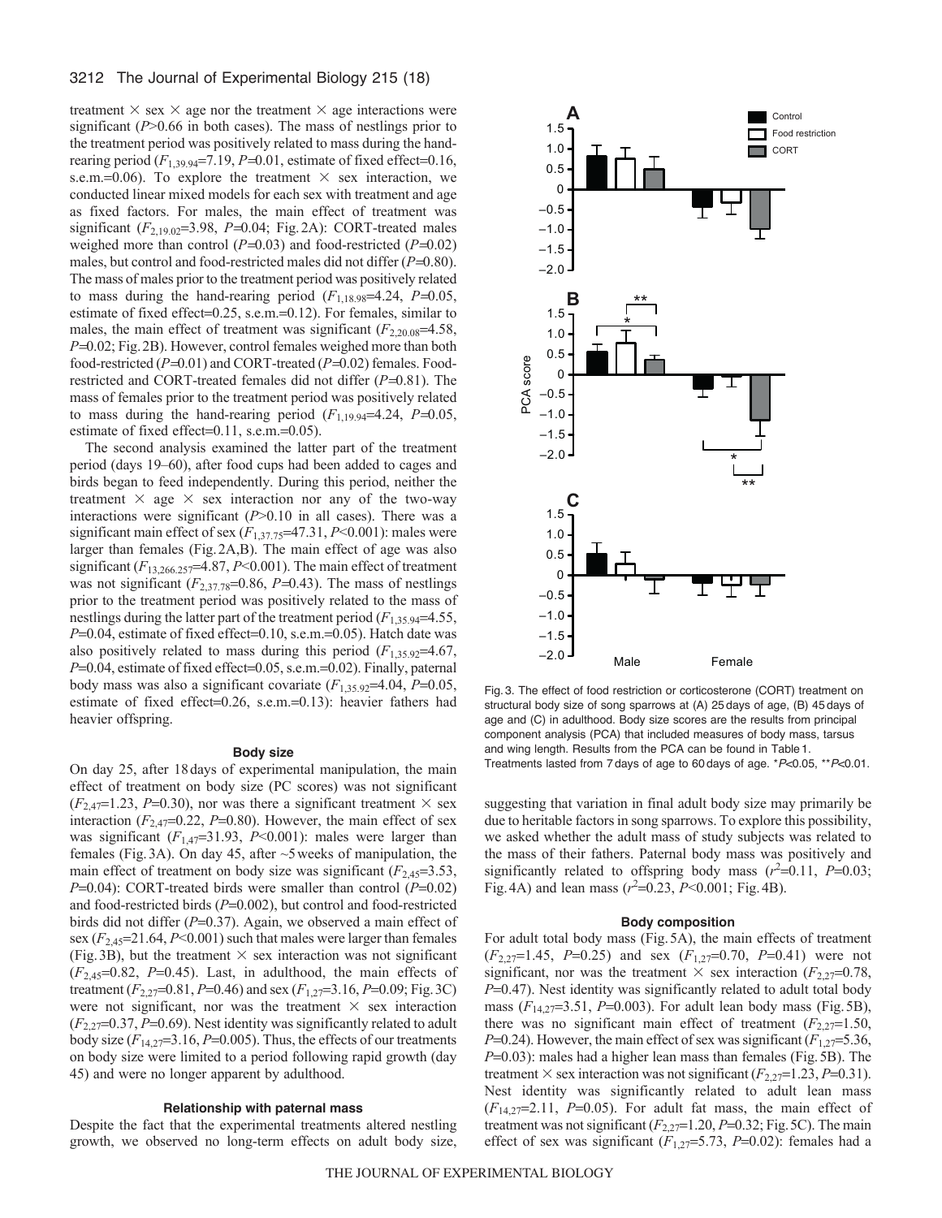treatment × sex × age nor the treatment × age interactions were significant ($P$>0.66 in both cases). The mass of nestlings prior to the treatment period was positively related to mass during the hand-rearing period ($F_{1,39.94}$=7.19, $P$=0.01, estimate of fixed effect=0.16, s.e.m.=0.06). To explore the treatment × sex interaction, we conducted linear mixed models for each sex with treatment and age as fixed factors. For males, the main effect of treatment was significant ($F_{2,19.02}$=3.98, $P$=0.04; Fig. 2A): CORT-treated males weighed more than control ($P$=0.03) and food-restricted ($P$=0.02) males, but control and food-restricted males did not differ ($P$=0.80). The mass of males prior to the treatment period was positively related to mass during the hand-rearing period ($F_{1,18.98}$=4.24, $P$=0.05, estimate of fixed effect=0.25, s.e.m.=0.12). For females, similar to males, the main effect of treatment was significant ($F_{2,20.08}$=4.58, $P$=0.02; Fig. 2B). However, control females weighed more than both food-restricted ($P$=0.01) and CORT-treated ($P$=0.02) females. Food-restricted and CORT-treated females did not differ ($P$=0.81). The mass of females prior to the treatment period was positively related to mass during the hand-rearing period ($F_{1,19.94}$=4.24, $P$=0.05, estimate of fixed effect=0.11, s.e.m.=0.05).

The second analysis examined the latter part of the treatment period (days 19–60), after food cups had been added to cages and birds began to feed independently. During this period, neither the treatment × age × sex interaction nor any of the two-way interactions were significant ($P$>0.10 in all cases). There was a significant main effect of sex ($F_{1,37.75}$=47.31, $P$<0.001): males were larger than females (Fig. 2A,B). The main effect of age was also significant ($F_{13,266.257}$=4.87, $P$<0.001). The main effect of treatment was not significant ($F_{2,37.78}$=0.86, $P$=0.43). The mass of nestlings prior to the treatment period was positively related to the mass of nestlings during the latter part of the treatment period ($F_{1,35.94}$=4.55, $P$=0.04, estimate of fixed effect=0.10, s.e.m.=0.05). Hatch date was also positively related to mass during this period ($F_{1,35.92}$=4.67, $P$=0.04, estimate of fixed effect=0.05, s.e.m.=0.02). Finally, paternal body mass was also a significant covariate ($F_{1,35.92}$=4.04, $P$=0.05, estimate of fixed effect=0.26, s.e.m.=0.13): heavier fathers had heavier offspring.

### Body size

On day 25, after 18 days of experimental manipulation, the main effect of treatment on body size (PC scores) was not significant ($F_{2,47}$=1.23, $P$=0.30), nor was there a significant treatment × sex interaction ($F_{2,47}$=0.22, $P$=0.80). However, the main effect of sex was significant ($F_{1,47}$=31.93, $P$<0.001): males were larger than females (Fig. 3A). On day 45, after ~5 weeks of manipulation, the main effect of treatment on body size was significant ($F_{2,45}$=3.53, $P$=0.04): CORT-treated birds were smaller than control ($P$=0.02) and food-restricted birds ($P$=0.002), but control and food-restricted birds did not differ ($P$=0.37). Again, we observed a main effect of sex ($F_{2,45}$=21.64, $P$<0.001) such that males were larger than females (Fig. 3B), but the treatment × sex interaction was not significant ($F_{2,45}$=0.82, $P$=0.45). Last, in adulthood, the main effects of treatment ($F_{2,27}$=0.81, $P$=0.46) and sex ($F_{1,27}$=3.16, $P$=0.09; Fig. 3C) were not significant, nor was the treatment × sex interaction ($F_{2,27}$=0.37, $P$=0.69). Nest identity was significantly related to adult body size ($F_{14,27}$=3.16, $P$=0.005). Thus, the effects of our treatments on body size were limited to a period following rapid growth (day 45) and were no longer apparent by adulthood.

### Relationship with paternal mass

Despite the fact that the experimental treatments altered nestling growth, we observed no long-term effects on adult body size, suggesting that variation in final adult body size may primarily be due to heritable factors in song sparrows. To explore this possibility, we asked whether the adult mass of study subjects was related to the mass of their fathers. Paternal body mass was positively and significantly related to offspring body mass ($r^2$=0.11, $P$=0.03; Fig. 4A) and lean mass ($r^2$=0.23, $P$<0.001; Fig. 4B).

Fig. 3. The effect of food restriction or corticosterone (CORT) treatment on structural body size of song sparrows at (A) 25 days of age, (B) 45 days of age and (C) in adulthood. Body size scores are the results from principal component analysis (PCA) that included measures of body mass, tarsus and wing length. Results from the PCA can be found in Table 1. Treatments lasted from 7 days of age to 60 days of age. *$P$<0.05, **$P$<0.01.

### Body composition

For adult total body mass (Fig. 5A), the main effects of treatment ($F_{2,27}$=1.45, $P$=0.25) and sex ($F_{1,27}$=0.70, $P$=0.41) were not significant, nor was the treatment × sex interaction ($F_{2,27}$=0.78, $P$=0.47). Nest identity was significantly related to adult total body mass ($F_{14,27}$=3.51, $P$=0.003). For adult lean body mass (Fig. 5B), there was no significant main effect of treatment ($F_{2,27}$=1.50, $P$=0.24). However, the main effect of sex was significant ($F_{1,27}$=5.36, $P$=0.03): males had a higher lean mass than females (Fig. 5B). The treatment × sex interaction was not significant ($F_{2,27}$=1.23, $P$=0.31). Nest identity was significantly related to adult lean mass ($F_{14,27}$=2.11, $P$=0.05). For adult fat mass, the main effect of treatment was not significant ($F_{2,27}$=1.20, $P$=0.32; Fig. 5C). The main effect of sex was significant ($F_{1,27}$=5.73, $P$=0.02): females had a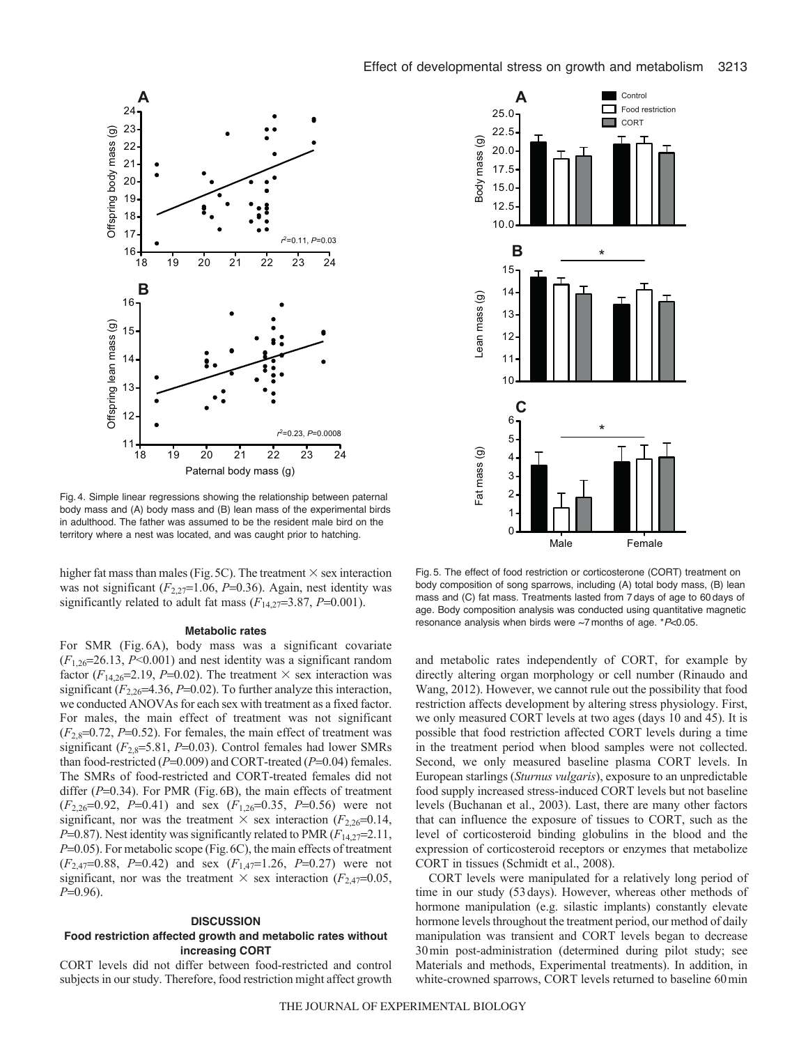Fig. 4. Simple linear regressions showing the relationship between paternal body mass and (A) body mass and (B) lean mass of the experimental birds in adulthood. The father was assumed to be the resident male bird on the territory where a nest was located, and was caught prior to hatching.

Fig. 5. The effect of food restriction or corticosterone (CORT) treatment on body composition of song sparrows, including (A) total body mass, (B) lean mass and (C) fat mass. Treatments lasted from 7 days of age to 60 days of age. Body composition analysis was conducted using quantitative magnetic resonance analysis when birds were ~7 months of age. *$P<0.05$.

higher fat mass than males (Fig. 5C). The treatment × sex interaction was not significant ($F_{2,27}$=1.06, $P$=0.36). Again, nest identity was significantly related to adult fat mass ($F_{14,27}$=3.87, $P$=0.001).

### Metabolic rates

For SMR (Fig. 6A), body mass was a significant covariate ($F_{1,26}$=26.13, $P$<0.001) and nest identity was a significant random factor ($F_{14,26}$=2.19, $P$=0.02). The treatment × sex interaction was significant ($F_{2,26}$=4.36, $P$=0.02). To further analyze this interaction, we conducted ANOVAs for each sex with treatment as a fixed factor. For males, the main effect of treatment was not significant ($F_{2,8}$=0.72, $P$=0.52). For females, the main effect of treatment was significant ($F_{2,8}$=5.81, $P$=0.03). Control females had lower SMRs than food-restricted ($P$=0.009) and CORT-treated ($P$=0.04) females. The SMRs of food-restricted and CORT-treated females did not differ ($P$=0.34). For PMR (Fig. 6B), the main effects of treatment ($F_{2,26}$=0.92, $P$=0.41) and sex ($F_{1,26}$=0.35, $P$=0.56) were not significant, nor was the treatment × sex interaction ($F_{2,26}$=0.14, $P$=0.87). Nest identity was significantly related to PMR ($F_{14,27}$=2.11, $P$=0.05). For metabolic scope (Fig. 6C), the main effects of treatment ($F_{2,47}$=0.88, $P$=0.42) and sex ($F_{1,47}$=1.26, $P$=0.27) were not significant, nor was the treatment × sex interaction ($F_{2,47}$=0.05, $P$=0.96).

## DISCUSSION

### Food restriction affected growth and metabolic rates without increasing CORT

CORT levels did not differ between food-restricted and control subjects in our study. Therefore, food restriction might affect growth and metabolic rates independently of CORT, for example by directly altering organ morphology or cell number (Rinaudo and Wang, 2012). However, we cannot rule out the possibility that food restriction affects development by altering stress physiology. First, we only measured CORT levels at two ages (days 10 and 45). It is possible that food restriction affected CORT levels during a time in the treatment period when blood samples were not collected. Second, we only measured baseline plasma CORT levels. In European starlings (*Sturnus vulgaris*), exposure to an unpredictable food supply increased stress-induced CORT levels but not baseline levels (Buchanan et al., 2003). Last, there are many other factors that can influence the exposure of tissues to CORT, such as the level of corticosteroid binding globulins in the blood and the expression of corticosteroid receptors or enzymes that metabolize CORT in tissues (Schmidt et al., 2008).

CORT levels were manipulated for a relatively long period of time in our study (53 days). However, whereas other methods of hormone manipulation (e.g. silastic implants) constantly elevate hormone levels throughout the treatment period, our method of daily manipulation was transient and CORT levels began to decrease 30 min post-administration (determined during pilot study; see Materials and methods, Experimental treatments). In addition, in white-crowned sparrows, CORT levels returned to baseline 60 min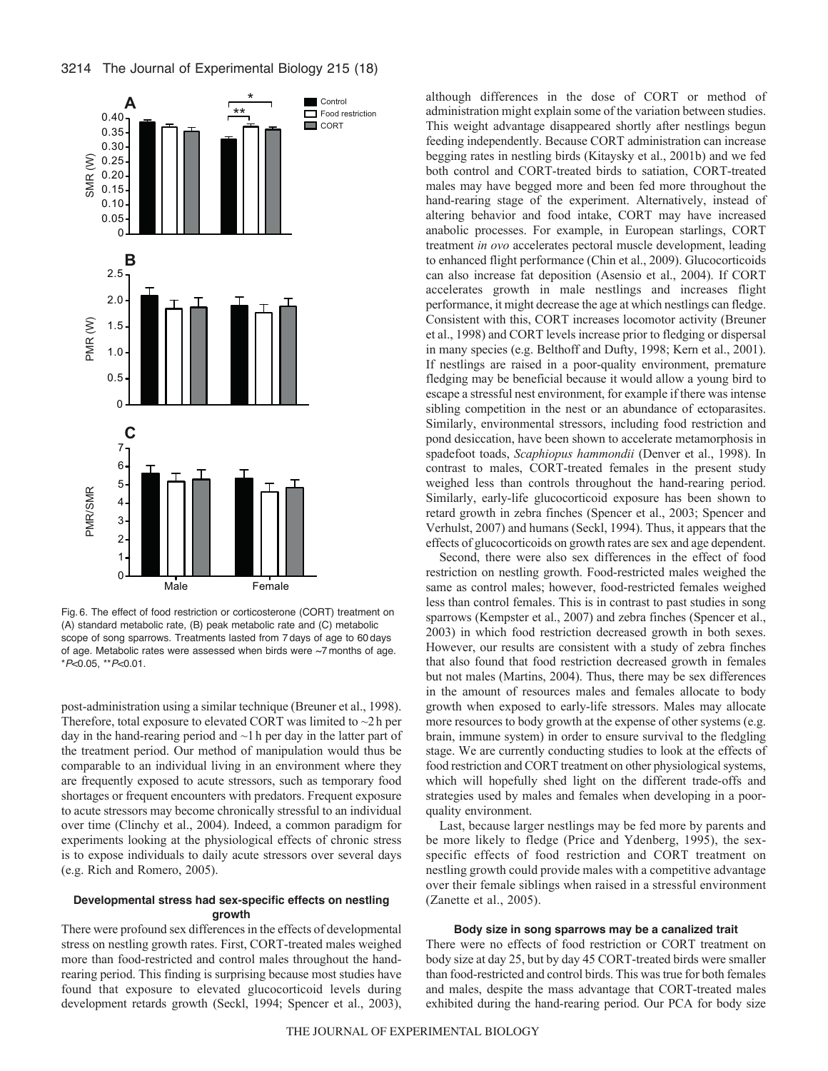Fig. 6. The effect of food restriction or corticosterone (CORT) treatment on (A) standard metabolic rate, (B) peak metabolic rate and (C) metabolic scope of song sparrows. Treatments lasted from 7 days of age to 60 days of age. Metabolic rates were assessed when birds were ~7 months of age. *$P$<0.05, **$P$<0.01.

post-administration using a similar technique (Breuner et al., 1998). Therefore, total exposure to elevated CORT was limited to ~2 h per day in the hand-rearing period and ~1 h per day in the latter part of the treatment period. Our method of manipulation would thus be comparable to an individual living in an environment where they are frequently exposed to acute stressors, such as temporary food shortages or frequent encounters with predators. Frequent exposure to acute stressors may become chronically stressful to an individual over time (Clinchy et al., 2004). Indeed, a common paradigm for experiments looking at the physiological effects of chronic stress is to expose individuals to daily acute stressors over several days (e.g. Rich and Romero, 2005).

### Developmental stress had sex-specific effects on nestling growth

There were profound sex differences in the effects of developmental stress on nestling growth rates. First, CORT-treated males weighed more than food-restricted and control males throughout the hand-rearing period. This finding is surprising because most studies have found that exposure to elevated glucocorticoid levels during development retards growth (Seckl, 1994; Spencer et al., 2003), although differences in the dose of CORT or method of administration might explain some of the variation between studies. This weight advantage disappeared shortly after nestlings begun feeding independently. Because CORT administration can increase begging rates in nestling birds (Kitaysky et al., 2001b) and we fed both control and CORT-treated birds to satiation, CORT-treated males may have begged more and been fed more throughout the hand-rearing stage of the experiment. Alternatively, instead of altering behavior and food intake, CORT may have increased anabolic processes. For example, in European starlings, CORT treatment *in ovo* accelerates pectoral muscle development, leading to enhanced flight performance (Chin et al., 2009). Glucocorticoids can also increase fat deposition (Asensio et al., 2004). If CORT accelerates growth in male nestlings and increases flight performance, it might decrease the age at which nestlings can fledge. Consistent with this, CORT increases locomotor activity (Breuner et al., 1998) and CORT levels increase prior to fledging or dispersal in many species (e.g. Belthoff and Dufty, 1998; Kern et al., 2001). If nestlings are raised in a poor-quality environment, premature fledging may be beneficial because it would allow a young bird to escape a stressful nest environment, for example if there was intense sibling competition in the nest or an abundance of ectoparasites. Similarly, environmental stressors, including food restriction and pond desiccation, have been shown to accelerate metamorphosis in spadefoot toads, *Scaphiopus hammondii* (Denver et al., 1998). In contrast to males, CORT-treated females in the present study weighed less than controls throughout the hand-rearing period. Similarly, early-life glucocorticoid exposure has been shown to retard growth in zebra finches (Spencer et al., 2003; Spencer and Verhulst, 2007) and humans (Seckl, 1994). Thus, it appears that the effects of glucocorticoids on growth rates are sex and age dependent.

Second, there were also sex differences in the effect of food restriction on nestling growth. Food-restricted males weighed the same as control males; however, food-restricted females weighed less than control females. This is in contrast to past studies in song sparrows (Kempster et al., 2007) and zebra finches (Spencer et al., 2003) in which food restriction decreased growth in both sexes. However, our results are consistent with a study of zebra finches that also found that food restriction decreased growth in females but not males (Martins, 2004). Thus, there may be sex differences in the amount of resources males and females allocate to body growth when exposed to early-life stressors. Males may allocate more resources to body growth at the expense of other systems (e.g. brain, immune system) in order to ensure survival to the fledgling stage. We are currently conducting studies to look at the effects of food restriction and CORT treatment on other physiological systems, which will hopefully shed light on the different trade-offs and strategies used by males and females when developing in a poor-quality environment.

Last, because larger nestlings may be fed more by parents and be more likely to fledge (Price and Ydenberg, 1995), the sex-specific effects of food restriction and CORT treatment on nestling growth could provide males with a competitive advantage over their female siblings when raised in a stressful environment (Zanette et al., 2005).

### Body size in song sparrows may be a canalized trait

There were no effects of food restriction or CORT treatment on body size at day 25, but by day 45 CORT-treated birds were smaller than food-restricted and control birds. This was true for both females and males, despite the mass advantage that CORT-treated males exhibited during the hand-rearing period. Our PCA for body size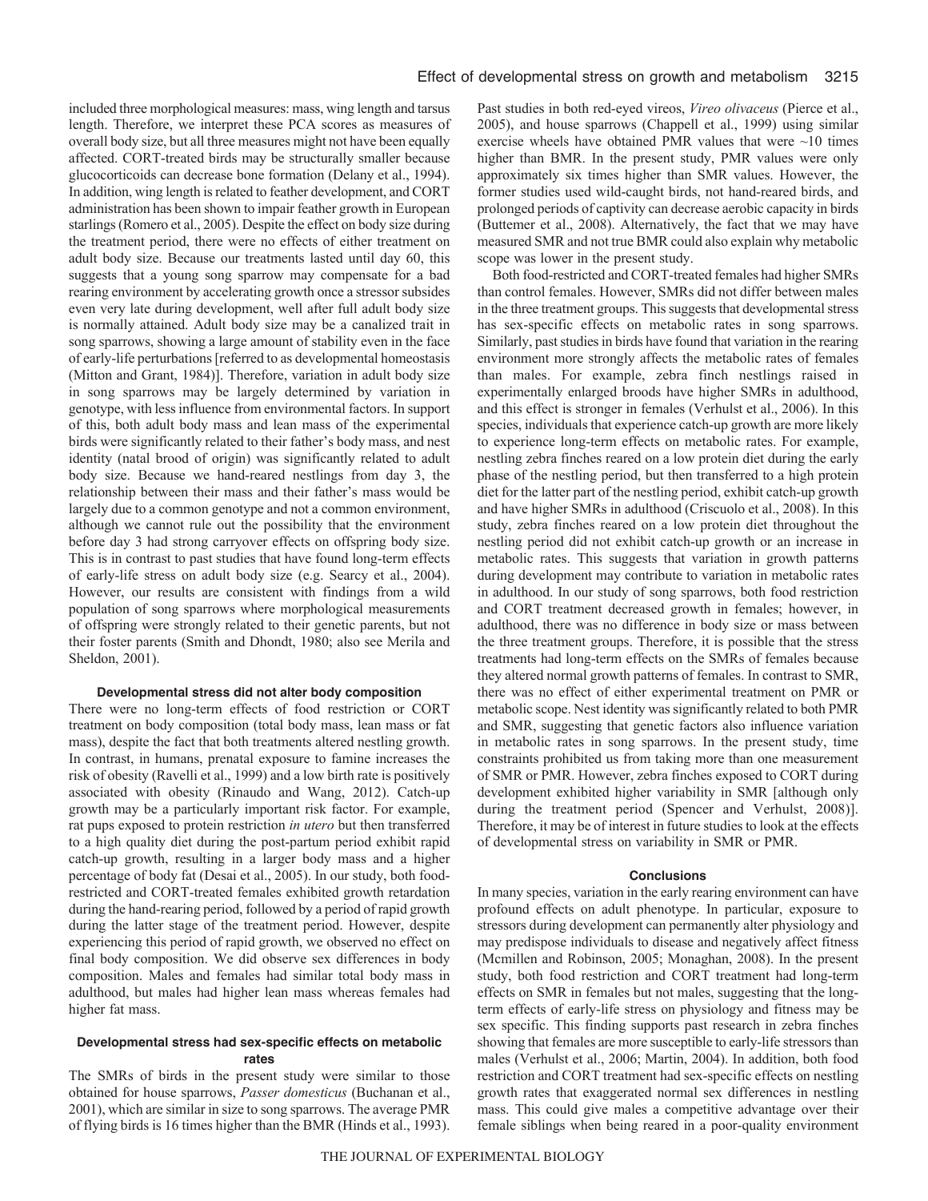included three morphological measures: mass, wing length and tarsus length. Therefore, we interpret these PCA scores as measures of overall body size, but all three measures might not have been equally affected. CORT-treated birds may be structurally smaller because glucocorticoids can decrease bone formation (Delany et al., 1994). In addition, wing length is related to feather development, and CORT administration has been shown to impair feather growth in European starlings (Romero et al., 2005). Despite the effect on body size during the treatment period, there were no effects of either treatment on adult body size. Because our treatments lasted until day 60, this suggests that a young song sparrow may compensate for a bad rearing environment by accelerating growth once a stressor subsides even very late during development, well after full adult body size is normally attained. Adult body size may be a canalized trait in song sparrows, showing a large amount of stability even in the face of early-life perturbations [referred to as developmental homeostasis (Mitton and Grant, 1984)]. Therefore, variation in adult body size in song sparrows may be largely determined by variation in genotype, with less influence from environmental factors. In support of this, both adult body mass and lean mass of the experimental birds were significantly related to their father's body mass, and nest identity (natal brood of origin) was significantly related to adult body size. Because we hand-reared nestlings from day 3, the relationship between their mass and their father's mass would be largely due to a common genotype and not a common environment, although we cannot rule out the possibility that the environment before day 3 had strong carryover effects on offspring body size. This is in contrast to past studies that have found long-term effects of early-life stress on adult body size (e.g. Searcy et al., 2004). However, our results are consistent with findings from a wild population of song sparrows where morphological measurements of offspring were strongly related to their genetic parents, but not their foster parents (Smith and Dhondt, 1980; also see Merila and Sheldon, 2001).

### Developmental stress did not alter body composition

There were no long-term effects of food restriction or CORT treatment on body composition (total body mass, lean mass or fat mass), despite the fact that both treatments altered nestling growth. In contrast, in humans, prenatal exposure to famine increases the risk of obesity (Ravelli et al., 1999) and a low birth rate is positively associated with obesity (Rinaudo and Wang, 2012). Catch-up growth may be a particularly important risk factor. For example, rat pups exposed to protein restriction *in utero* but then transferred to a high quality diet during the post-partum period exhibit rapid catch-up growth, resulting in a larger body mass and a higher percentage of body fat (Desai et al., 2005). In our study, both food-restricted and CORT-treated females exhibited growth retardation during the hand-rearing period, followed by a period of rapid growth during the latter stage of the treatment period. However, despite experiencing this period of rapid growth, we observed no effect on final body composition. We did observe sex differences in body composition. Males and females had similar total body mass in adulthood, but males had higher lean mass whereas females had higher fat mass.

### Developmental stress had sex-specific effects on metabolic rates

The SMRs of birds in the present study were similar to those obtained for house sparrows, *Passer domesticus* (Buchanan et al., 2001), which are similar in size to song sparrows. The average PMR of flying birds is 16 times higher than the BMR (Hinds et al., 1993). Past studies in both red-eyed vireos, *Vireo olivaceus* (Pierce et al., 2005), and house sparrows (Chappell et al., 1999) using similar exercise wheels have obtained PMR values that were ~10 times higher than BMR. In the present study, PMR values were only approximately six times higher than SMR values. However, the former studies used wild-caught birds, not hand-reared birds, and prolonged periods of captivity can decrease aerobic capacity in birds (Buttemer et al., 2008). Alternatively, the fact that we may have measured SMR and not true BMR could also explain why metabolic scope was lower in the present study.

Both food-restricted and CORT-treated females had higher SMRs than control females. However, SMRs did not differ between males in the three treatment groups. This suggests that developmental stress has sex-specific effects on metabolic rates in song sparrows. Similarly, past studies in birds have found that variation in the rearing environment more strongly affects the metabolic rates of females than males. For example, zebra finch nestlings raised in experimentally enlarged broods have higher SMRs in adulthood, and this effect is stronger in females (Verhulst et al., 2006). In this species, individuals that experience catch-up growth are more likely to experience long-term effects on metabolic rates. For example, nestling zebra finches reared on a low protein diet during the early phase of the nestling period, but then transferred to a high protein diet for the latter part of the nestling period, exhibit catch-up growth and have higher SMRs in adulthood (Criscuolo et al., 2008). In this study, zebra finches reared on a low protein diet throughout the nestling period did not exhibit catch-up growth or an increase in metabolic rates. This suggests that variation in growth patterns during development may contribute to variation in metabolic rates in adulthood. In our study of song sparrows, both food restriction and CORT treatment decreased growth in females; however, in adulthood, there was no difference in body size or mass between the three treatment groups. Therefore, it is possible that the stress treatments had long-term effects on the SMRs of females because they altered normal growth patterns of females. In contrast to SMR, there was no effect of either experimental treatment on PMR or metabolic scope. Nest identity was significantly related to both PMR and SMR, suggesting that genetic factors also influence variation in metabolic rates in song sparrows. In the present study, time constraints prohibited us from taking more than one measurement of SMR or PMR. However, zebra finches exposed to CORT during development exhibited higher variability in SMR [although only during the treatment period (Spencer and Verhulst, 2008)]. Therefore, it may be of interest in future studies to look at the effects of developmental stress on variability in SMR or PMR.

### Conclusions

In many species, variation in the early rearing environment can have profound effects on adult phenotype. In particular, exposure to stressors during development can permanently alter physiology and may predispose individuals to disease and negatively affect fitness (Mcmillen and Robinson, 2005; Monaghan, 2008). In the present study, both food restriction and CORT treatment had long-term effects on SMR in females but not males, suggesting that the long-term effects of early-life stress on physiology and fitness may be sex specific. This finding supports past research in zebra finches showing that females are more susceptible to early-life stressors than males (Verhulst et al., 2006; Martin, 2004). In addition, both food restriction and CORT treatment had sex-specific effects on nestling growth rates that exaggerated normal sex differences in nestling mass. This could give males a competitive advantage over their female siblings when being reared in a poor-quality environment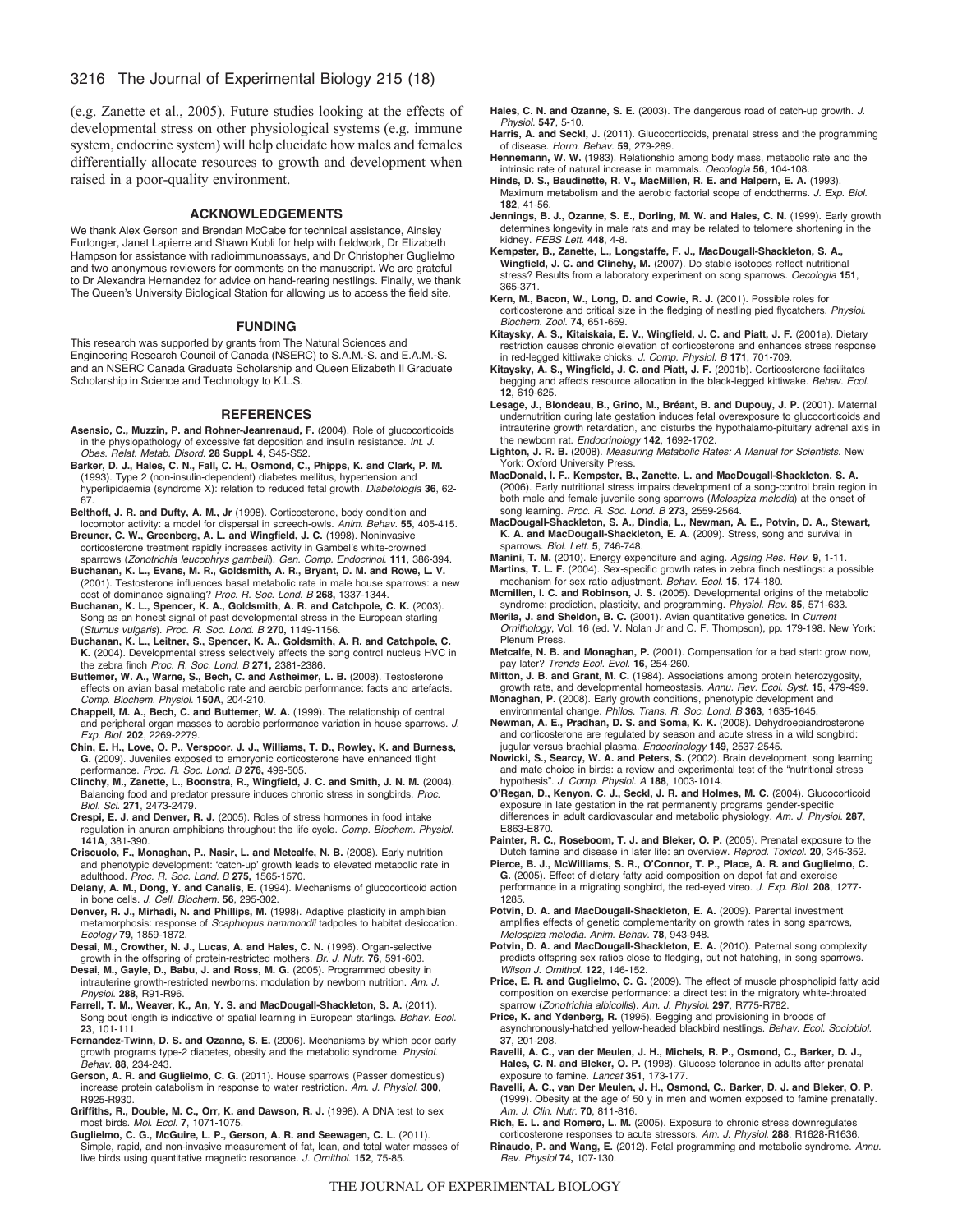(e.g. Zanette et al., 2005). Future studies looking at the effects of developmental stress on other physiological systems (e.g. immune system, endocrine system) will help elucidate how males and females differentially allocate resources to growth and development when raised in a poor-quality environment.

## ACKNOWLEDGEMENTS

We thank Alex Gerson and Brendan McCabe for technical assistance, Ainsley Furlonger, Janet Lapierre and Shawn Kubli for help with fieldwork, Dr Elizabeth Hampson for assistance with radioimmunoassays, and Dr Christopher Guglielmo and two anonymous reviewers for comments on the manuscript. We are grateful to Dr Alexandra Hernandez for advice on hand-rearing nestlings. Finally, we thank The Queen's University Biological Station for allowing us to access the field site.

## FUNDING

This research was supported by grants from The Natural Sciences and Engineering Research Council of Canada (NSERC) to S.A.M.-S. and E.A.M.-S. and an NSERC Canada Graduate Scholarship and Queen Elizabeth II Graduate Scholarship in Science and Technology to K.L.S.

## REFERENCES

**Asensio, C., Muzzin, P. and Rohner-Jeanrenaud, F.** (2004). Role of glucocorticoids in the physiopathology of excessive fat deposition and insulin resistance. *Int. J. Obes. Relat. Metab. Disord.* **28 Suppl. 4**, S45-S52.

**Barker, D. J., Hales, C. N., Fall, C. H., Osmond, C., Phipps, K. and Clark, P. M.** (1993). Type 2 (non-insulin-dependent) diabetes mellitus, hypertension and hyperlipidaemia (syndrome X): relation to reduced fetal growth. *Diabetologia* **36**, 62-67.

**Belthoff, J. R. and Dufty, A. M., Jr** (1998). Corticosterone, body condition and locomotor activity: a model for dispersal in screech-owls. *Anim. Behav.* **55**, 405-415.

**Breuner, C. W., Greenberg, A. L. and Wingfield, J. C.** (1998). Noninvasive corticosterone treatment rapidly increases activity in Gambel's white-crowned sparrows (*Zonotrichia leucophrys gambelii*). *Gen. Comp. Endocrinol.* **111**, 386-394.

**Buchanan, K. L., Evans, M. R., Goldsmith, A. R., Bryant, D. M. and Rowe, L. V.** (2001). Testosterone influences basal metabolic rate in male house sparrows: a new cost of dominance signaling? *Proc. R. Soc. Lond. B* **268,** 1337-1344.

**Buchanan, K. L., Spencer, K. A., Goldsmith, A. R. and Catchpole, C. K.** (2003). Song as an honest signal of past developmental stress in the European starling (*Sturnus vulgaris*). *Proc. R. Soc. Lond. B* **270,** 1149-1156.

**Buchanan, K. L., Leitner, S., Spencer, K. A., Goldsmith, A. R. and Catchpole, C. K.** (2004). Developmental stress selectively affects the song control nucleus HVC in the zebra finch *Proc. R. Soc. Lond. B* **271,** 2381-2386.

**Buttemer, W. A., Warne, S., Bech, C. and Astheimer, L. B.** (2008). Testosterone effects on avian basal metabolic rate and aerobic performance: facts and artefacts. *Comp. Biochem. Physiol.* **150A**, 204-210.

**Chappell, M. A., Bech, C. and Buttemer, W. A.** (1999). The relationship of central and peripheral organ masses to aerobic performance variation in house sparrows. *J. Exp. Biol.* **202**, 2269-2279.

**Chin, E. H., Love, O. P., Verspoor, J. J., Williams, T. D., Rowley, K. and Burness, G.** (2009). Juveniles exposed to embryonic corticosterone have enhanced flight performance. *Proc. R. Soc. Lond. B* **276,** 499-505.

**Clinchy, M., Zanette, L., Boonstra, R., Wingfield, J. C. and Smith, J. N. M.** (2004). Balancing food and predator pressure induces chronic stress in songbirds. *Proc. Biol. Sci.* **271**, 2473-2479.

**Crespi, E. J. and Denver, R. J.** (2005). Roles of stress hormones in food intake regulation in anuran amphibians throughout the life cycle. *Comp. Biochem. Physiol.* **141A**, 381-390.

**Criscuolo, F., Monaghan, P., Nasir, L. and Metcalfe, N. B.** (2008). Early nutrition and phenotypic development: 'catch-up' growth leads to elevated metabolic rate in adulthood. *Proc. R. Soc. Lond. B* **275,** 1565-1570.

**Delany, A. M., Dong, Y. and Canalis, E.** (1994). Mechanisms of glucocorticoid action in bone cells. *J. Cell. Biochem.* **56**, 295-302.

**Denver, R. J., Mirhadi, N. and Phillips, M.** (1998). Adaptive plasticity in amphibian metamorphosis: response of *Scaphiopus hammondii* tadpoles to habitat desiccation. *Ecology* **79**, 1859-1872.

**Desai, M., Crowther, N. J., Lucas, A. and Hales, C. N.** (1996). Organ-selective growth in the offspring of protein-restricted mothers. *Br. J. Nutr.* **76**, 591-603.

**Desai, M., Gayle, D., Babu, J. and Ross, M. G.** (2005). Programmed obesity in intrauterine growth-restricted newborns: modulation by newborn nutrition. *Am. J. Physiol.* **288**, R91-R96.

**Farrell, T. M., Weaver, K., An, Y. S. and MacDougall-Shackleton, S. A.** (2011). Song bout length is indicative of spatial learning in European starlings. *Behav. Ecol.* **23**, 101-111.

**Fernandez-Twinn, D. S. and Ozanne, S. E.** (2006). Mechanisms by which poor early growth programs type-2 diabetes, obesity and the metabolic syndrome. *Physiol. Behav.* **88**, 234-243.

**Gerson, A. R. and Guglielmo, C. G.** (2011). House sparrows (Passer domesticus) increase protein catabolism in response to water restriction. *Am. J. Physiol.* **300**, R925-R930.

**Griffiths, R., Double, M. C., Orr, K. and Dawson, R. J.** (1998). A DNA test to sex most birds. *Mol. Ecol.* **7**, 1071-1075.

**Guglielmo, C. G., McGuire, L. P., Gerson, A. R. and Seewagen, C. L.** (2011). Simple, rapid, and non-invasive measurement of fat, lean, and total water masses of live birds using quantitative magnetic resonance. *J. Ornithol.* **152**, 75-85.

**Hales, C. N. and Ozanne, S. E.** (2003). The dangerous road of catch-up growth. *J. Physiol.* **547**, 5-10.

**Harris, A. and Seckl, J.** (2011). Glucocorticoids, prenatal stress and the programming of disease. *Horm. Behav.* **59**, 279-289.

**Hennemann, W. W.** (1983). Relationship among body mass, metabolic rate and the intrinsic rate of natural increase in mammals. *Oecologia* **56**, 104-108.

**Hinds, D. S., Baudinette, R. V., MacMillen, R. E. and Halpern, E. A.** (1993). Maximum metabolism and the aerobic factorial scope of endotherms. *J. Exp. Biol.* **182**, 41-56.

**Jennings, B. J., Ozanne, S. E., Dorling, M. W. and Hales, C. N.** (1999). Early growth determines longevity in male rats and may be related to telomere shortening in the kidney. *FEBS Lett.* **448**, 4-8.

**Kempster, B., Zanette, L., Longstaffe, F. J., MacDougall-Shackleton, S. A., Wingfield, J. C. and Clinchy, M.** (2007). Do stable isotopes reflect nutritional stress? Results from a laboratory experiment on song sparrows. *Oecologia* **151**, 365-371.

**Kern, M., Bacon, W., Long, D. and Cowie, R. J.** (2001). Possible roles for corticosterone and critical size in the fledging of nestling pied flycatchers. *Physiol. Biochem. Zool.* **74**, 651-659.

**Kitaysky, A. S., Kitaiskaia, E. V., Wingfield, J. C. and Piatt, J. F.** (2001a). Dietary restriction causes chronic elevation of corticosterone and enhances stress response in red-legged kittiwake chicks. *J. Comp. Physiol. B* **171**, 701-709.

**Kitaysky, A. S., Wingfield, J. C. and Piatt, J. F.** (2001b). Corticosterone facilitates begging and affects resource allocation in the black-legged kittiwake. *Behav. Ecol.* **12**, 619-625.

**Lesage, J., Blondeau, B., Grino, M., Bréant, B. and Dupouy, J. P.** (2001). Maternal undernutrition during late gestation induces fetal overexposure to glucocorticoids and intrauterine growth retardation, and disturbs the hypothalamo-pituitary adrenal axis in the newborn rat. *Endocrinology* **142**, 1692-1702.

**Lighton, J. R. B.** (2008). *Measuring Metabolic Rates: A Manual for Scientists*. New York: Oxford University Press.

**MacDonald, I. F., Kempster, B., Zanette, L. and MacDougall-Shackleton, S. A.** (2006). Early nutritional stress impairs development of a song-control brain region in both male and female juvenile song sparrows (*Melospiza melodia*) at the onset of song learning. *Proc. R. Soc. Lond. B* **273,** 2559-2564.

**MacDougall-Shackleton, S. A., Dindia, L., Newman, A. E., Potvin, D. A., Stewart, K. A. and MacDougall-Shackleton, E. A.** (2009). Stress, song and survival in sparrows. *Biol. Lett.* **5**, 746-748.

**Manini, T. M.** (2010). Energy expenditure and aging. *Ageing Res. Rev.* **9**, 1-11.

**Martins, T. L. F.** (2004). Sex-specific growth rates in zebra finch nestlings: a possible mechanism for sex ratio adjustment. *Behav. Ecol.* **15**, 174-180.

**Mcmillen, I. C. and Robinson, J. S.** (2005). Developmental origins of the metabolic syndrome: prediction, plasticity, and programming. *Physiol. Rev.* **85**, 571-633.

**Merila, J. and Sheldon, B. C.** (2001). Avian quantitative genetics. In *Current Ornithology*, Vol. 16 (ed. V. Nolan Jr and C. F. Thompson), pp. 179-198. New York: Plenum Press.

**Metcalfe, N. B. and Monaghan, P.** (2001). Compensation for a bad start: grow now, pay later? *Trends Ecol. Evol.* **16**, 254-260.

**Mitton, J. B. and Grant, M. C.** (1984). Associations among protein heterozygosity, growth rate, and developmental homeostasis. *Annu. Rev. Ecol. Syst.* **15**, 479-499.

**Monaghan, P.** (2008). Early growth conditions, phenotypic development and environmental change. *Philos. Trans. R. Soc. Lond. B* **363**, 1635-1645.

**Newman, A. E., Pradhan, D. S. and Soma, K. K.** (2008). Dehydroepiandrosterone and corticosterone are regulated by season and acute stress in a wild songbird: jugular versus brachial plasma. *Endocrinology* **149**, 2537-2545.

**Nowicki, S., Searcy, W. A. and Peters, S.** (2002). Brain development, song learning and mate choice in birds: a review and experimental test of the "nutritional stress hypothesis". *J. Comp. Physiol. A* **188**, 1003-1014.

**O'Regan, D., Kenyon, C. J., Seckl, J. R. and Holmes, M. C.** (2004). Glucocorticoid exposure in late gestation in the rat permanently programs gender-specific differences in adult cardiovascular and metabolic physiology. *Am. J. Physiol.* **287**, E863-E870.

**Painter, R. C., Roseboom, T. J. and Bleker, O. P.** (2005). Prenatal exposure to the Dutch famine and disease in later life: an overview. *Reprod. Toxicol.* **20**, 345-352.

**Pierce, B. J., McWilliams, S. R., O'Connor, T. P., Place, A. R. and Guglielmo, C. G.** (2005). Effect of dietary fatty acid composition on depot fat and exercise performance in a migrating songbird, the red-eyed vireo. *J. Exp. Biol.* **208**, 1277-1285.

**Potvin, D. A. and MacDougall-Shackleton, E. A.** (2009). Parental investment amplifies effects of genetic complementarity on growth rates in song sparrows, *Melospiza melodia. Anim. Behav.* **78**, 943-948.

**Potvin, D. A. and MacDougall-Shackleton, E. A.** (2010). Paternal song complexity predicts offspring sex ratios close to fledging, but not hatching, in song sparrows. *Wilson J. Ornithol.* **122**, 146-152.

**Price, E. R. and Guglielmo, C. G.** (2009). The effect of muscle phospholipid fatty acid composition on exercise performance: a direct test in the migratory white-throated sparrow (*Zonotrichia albicollis*). *Am. J. Physiol.* **297**, R775-R782.

**Price, K. and Ydenberg, R.** (1995). Begging and provisioning in broods of asynchronously-hatched yellow-headed blackbird nestlings. *Behav. Ecol. Sociobiol.* **37**, 201-208.

**Ravelli, A. C., van der Meulen, J. H., Michels, R. P., Osmond, C., Barker, D. J., Hales, C. N. and Bleker, O. P.** (1998). Glucose tolerance in adults after prenatal exposure to famine. *Lancet* **351**, 173-177.

**Ravelli, A. C., van Der Meulen, J. H., Osmond, C., Barker, D. J. and Bleker, O. P.** (1999). Obesity at the age of 50 y in men and women exposed to famine prenatally. *Am. J. Clin. Nutr.* **70**, 811-816.

**Rich, E. L. and Romero, L. M.** (2005). Exposure to chronic stress downregulates corticosterone responses to acute stressors. *Am. J. Physiol.* **288**, R1628-R1636.

**Rinaudo, P. and Wang, E.** (2012). Fetal programming and metabolic syndrome. *Annu. Rev. Physiol* **74,** 107-130.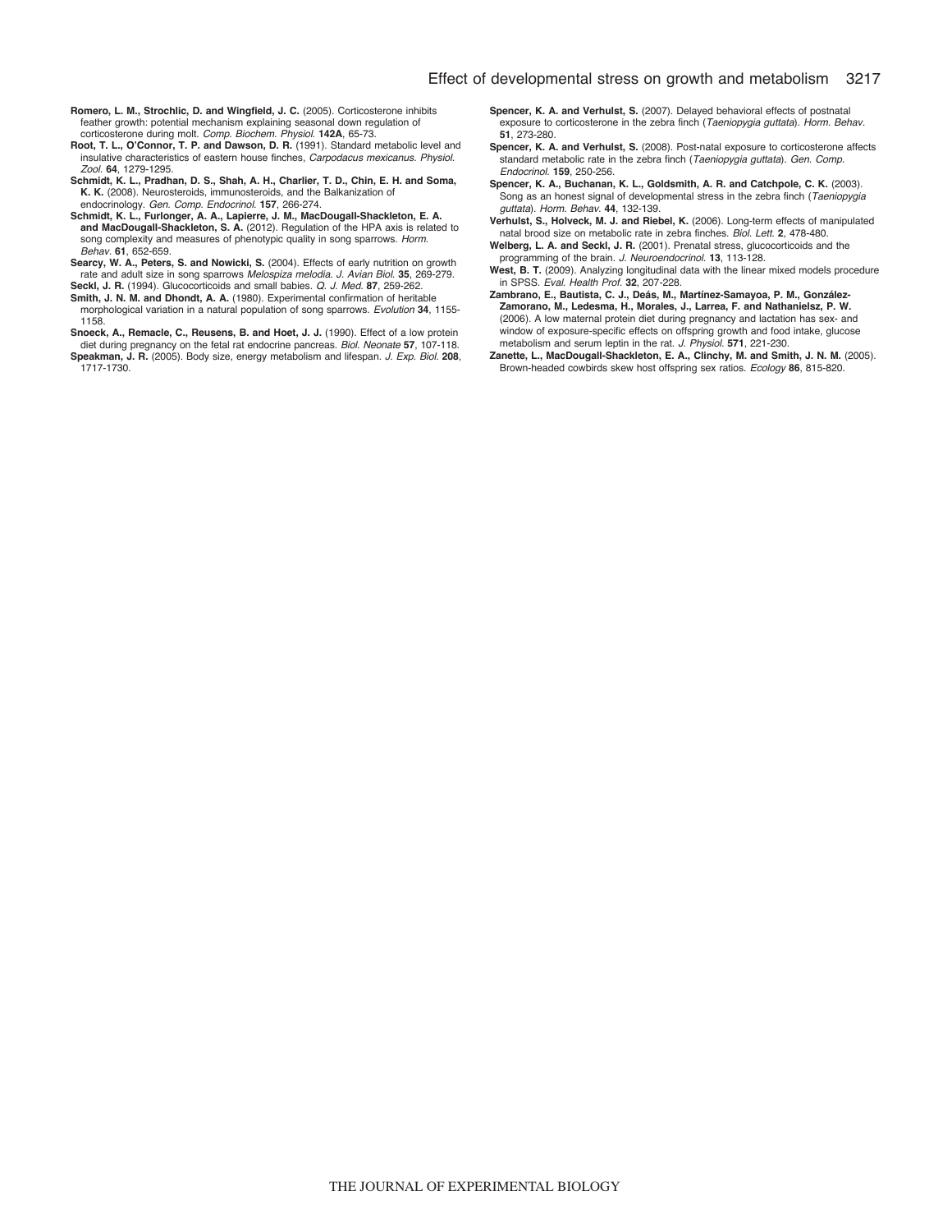**Romero, L. M., Strochlic, D. and Wingfield, J. C.** (2005). Corticosterone inhibits feather growth: potential mechanism explaining seasonal down regulation of corticosterone during molt. *Comp. Biochem. Physiol.* **142A**, 65-73.

**Root, T. L., O'Connor, T. P. and Dawson, D. R.** (1991). Standard metabolic level and insulative characteristics of eastern house finches, *Carpodacus mexicanus*. *Physiol. Zool.* **64**, 1279-1295.

**Schmidt, K. L., Pradhan, D. S., Shah, A. H., Charlier, T. D., Chin, E. H. and Soma, K. K.** (2008). Neurosteroids, immunosteroids, and the Balkanization of endocrinology. *Gen. Comp. Endocrinol.* **157**, 266-274.

**Schmidt, K. L., Furlonger, A. A., Lapierre, J. M., MacDougall-Shackleton, E. A. and MacDougall-Shackleton, S. A.** (2012). Regulation of the HPA axis is related to song complexity and measures of phenotypic quality in song sparrows. *Horm. Behav.* **61**, 652-659.

**Searcy, W. A., Peters, S. and Nowicki, S.** (2004). Effects of early nutrition on growth rate and adult size in song sparrows *Melospiza melodia*. *J. Avian Biol.* **35**, 269-279.

**Seckl, J. R.** (1994). Glucocorticoids and small babies. *Q. J. Med.* **87**, 259-262.

**Smith, J. N. M. and Dhondt, A. A.** (1980). Experimental confirmation of heritable morphological variation in a natural population of song sparrows. *Evolution* **34**, 1155-1158.

**Snoeck, A., Remacle, C., Reusens, B. and Hoet, J. J.** (1990). Effect of a low protein diet during pregnancy on the fetal rat endocrine pancreas. *Biol. Neonate* **57**, 107-118.

**Speakman, J. R.** (2005). Body size, energy metabolism and lifespan. *J. Exp. Biol.* **208**, 1717-1730.

**Spencer, K. A. and Verhulst, S.** (2007). Delayed behavioral effects of postnatal exposure to corticosterone in the zebra finch (*Taeniopygia guttata*). *Horm. Behav.* **51**, 273-280.

**Spencer, K. A. and Verhulst, S.** (2008). Post-natal exposure to corticosterone affects standard metabolic rate in the zebra finch (*Taeniopygia guttata*). *Gen. Comp. Endocrinol.* **159**, 250-256.

**Spencer, K. A., Buchanan, K. L., Goldsmith, A. R. and Catchpole, C. K.** (2003). Song as an honest signal of developmental stress in the zebra finch (*Taeniopygia guttata*). *Horm. Behav.* **44**, 132-139.

**Verhulst, S., Holveck, M. J. and Riebel, K.** (2006). Long-term effects of manipulated natal brood size on metabolic rate in zebra finches. *Biol. Lett.* **2**, 478-480.

**Welberg, L. A. and Seckl, J. R.** (2001). Prenatal stress, glucocorticoids and the programming of the brain. *J. Neuroendocrinol.* **13**, 113-128.

**West, B. T.** (2009). Analyzing longitudinal data with the linear mixed models procedure in SPSS. *Eval. Health Prof.* **32**, 207-228.

**Zambrano, E., Bautista, C. J., Deás, M., Martínez-Samayoa, P. M., González-Zamorano, M., Ledesma, H., Morales, J., Larrea, F. and Nathanielsz, P. W.** (2006). A low maternal protein diet during pregnancy and lactation has sex- and window of exposure-specific effects on offspring growth and food intake, glucose metabolism and serum leptin in the rat. *J. Physiol.* **571**, 221-230.

**Zanette, L., MacDougall-Shackleton, E. A., Clinchy, M. and Smith, J. N. M.** (2005). Brown-headed cowbirds skew host offspring sex ratios. *Ecology* **86**, 815-820.